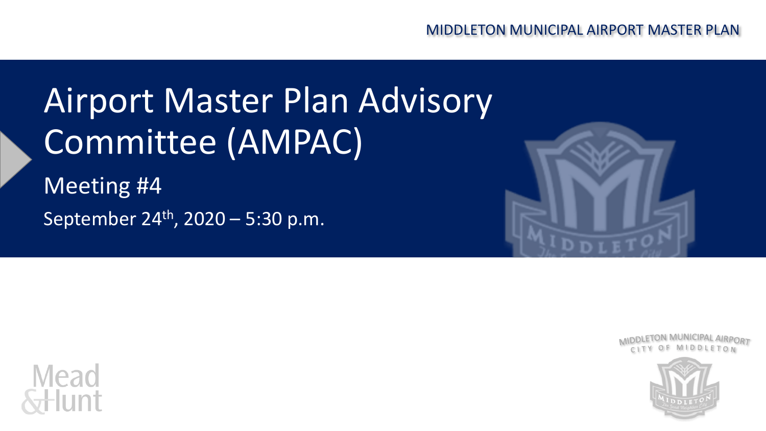MIDDLETON MUNICIPAL AIRPORT MASTER PLAN

# Airport Master Plan Advisory Committee (AMPAC)

## Meeting #4

September 24th, 2020 – 5:30 p.m.

MIDDLETON MUNICIPAL AIRPORT
CITY OF MIDDLETON

Mead & Hunt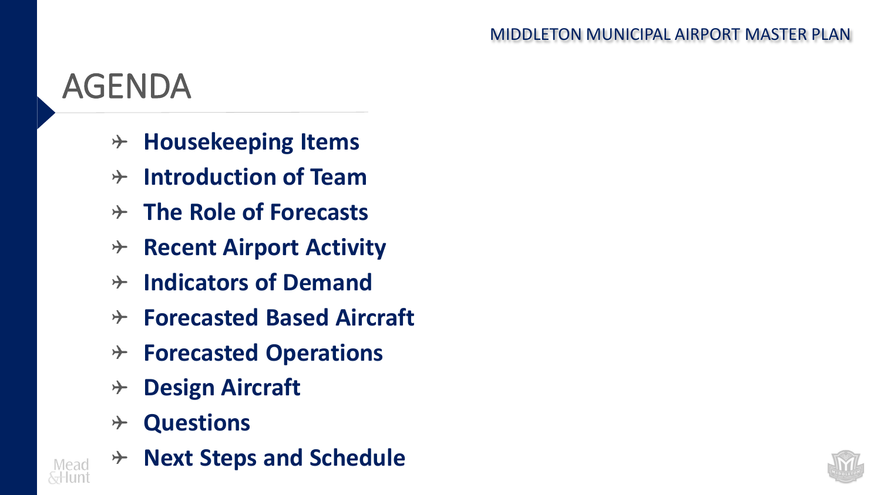# AGENDA

- **Housekeeping Items**
- **Introduction of Team**
- **The Role of Forecasts**
- **Recent Airport Activity**
- **Indicators of Demand**
- **Forecasted Based Aircraft**
- **Forecasted Operations**
- **Design Aircraft**
- **Questions**
- **Next Steps and Schedule**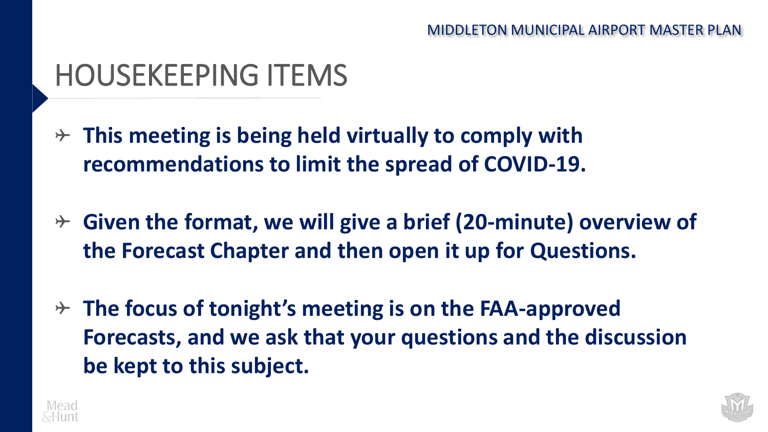# HOUSEKEEPING ITEMS

- **This meeting is being held virtually to comply with recommendations to limit the spread of COVID-19.**
- **Given the format, we will give a brief (20-minute) overview of the Forecast Chapter and then open it up for Questions.**
- **The focus of tonight's meeting is on the FAA-approved Forecasts, and we ask that your questions and the discussion be kept to this subject.**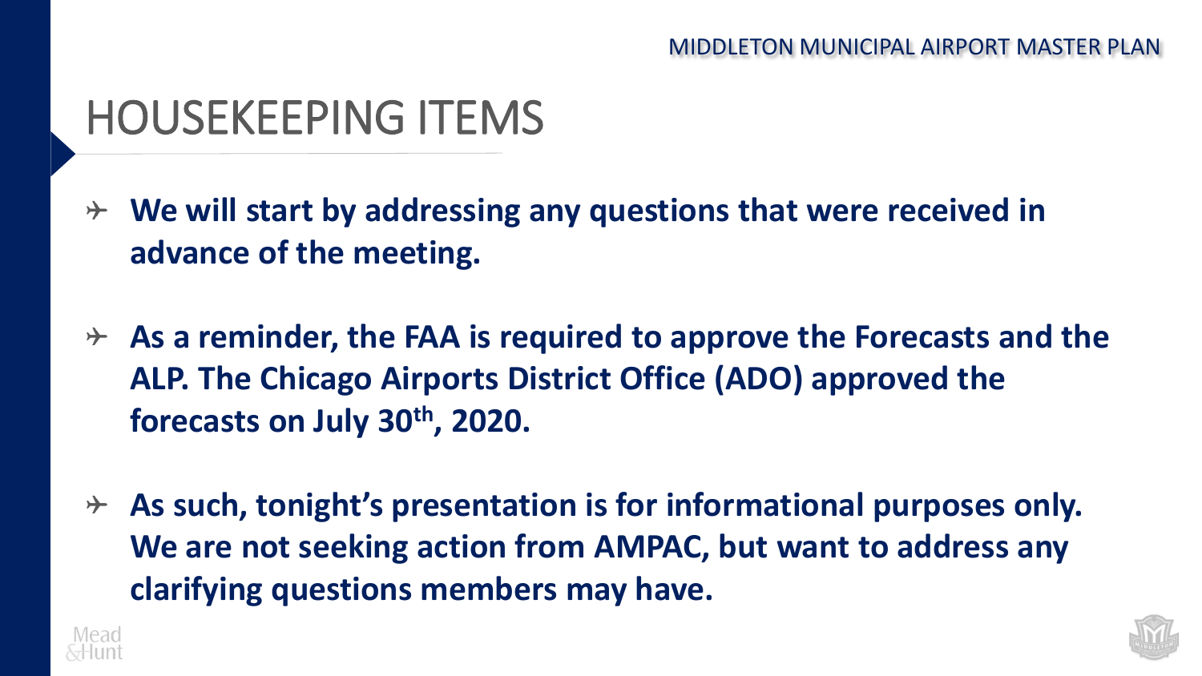# HOUSEKEEPING ITEMS

- **We will start by addressing any questions that were received in advance of the meeting.**
- **As a reminder, the FAA is required to approve the Forecasts and the ALP. The Chicago Airports District Office (ADO) approved the forecasts on July 30th, 2020.**
- **As such, tonight's presentation is for informational purposes only. We are not seeking action from AMPAC, but want to address any clarifying questions members may have.**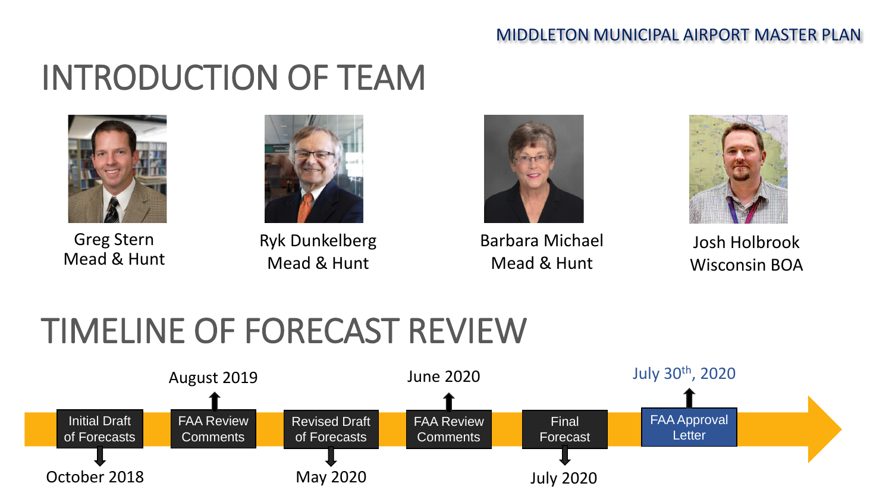# INTRODUCTION OF TEAM

Greg Stern
Mead & Hunt

Ryk Dunkelberg
Mead & Hunt

Barbara Michael
Mead & Hunt

Josh Holbrook
Wisconsin BOA

# TIMELINE OF FORECAST REVIEW

- Initial Draft of Forecasts — October 2018
- FAA Review Comments — August 2019
- Revised Draft of Forecasts — May 2020
- FAA Review Comments — June 2020
- Final Forecast — July 2020
- FAA Approval Letter — July 30th, 2020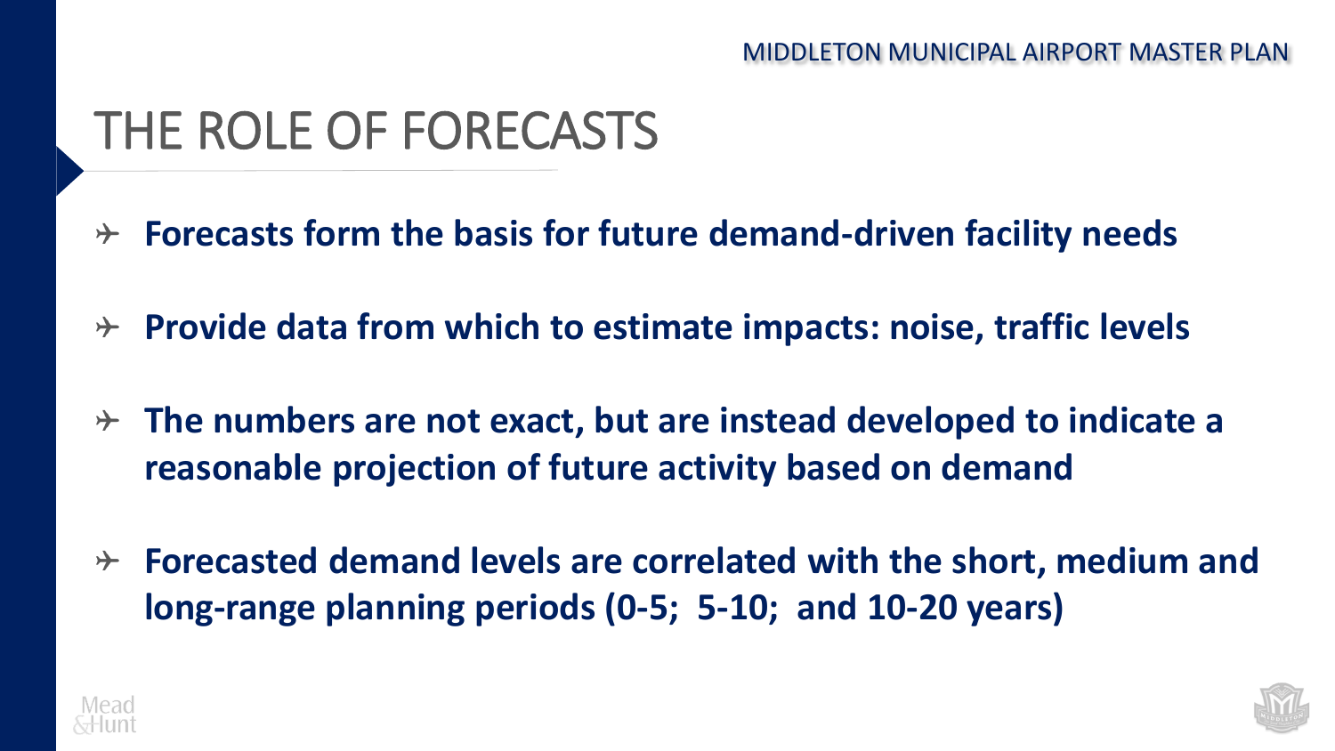# THE ROLE OF FORECASTS

- **Forecasts form the basis for future demand-driven facility needs**
- **Provide data from which to estimate impacts: noise, traffic levels**
- **The numbers are not exact, but are instead developed to indicate a reasonable projection of future activity based on demand**
- **Forecasted demand levels are correlated with the short, medium and long-range planning periods (0-5; 5-10; and 10-20 years)**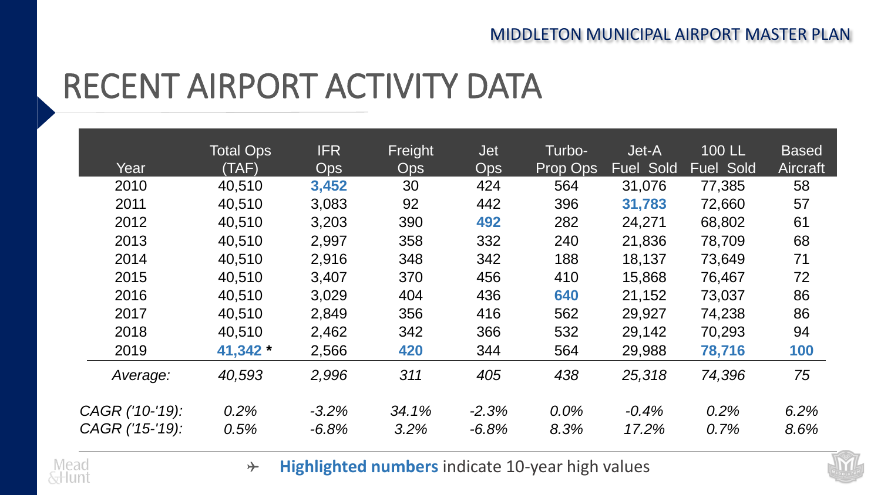# RECENT AIRPORT ACTIVITY DATA

| Year | Total Ops (TAF) | IFR Ops | Freight Ops | Jet Ops | Turbo-Prop Ops | Jet-A Fuel Sold | 100 LL Fuel Sold | Based Aircraft |
|---|---|---|---|---|---|---|---|---|
| 2010 | 40,510 | **3,452** | 30 | 424 | 564 | 31,076 | 77,385 | 58 |
| 2011 | 40,510 | 3,083 | 92 | 442 | 396 | **31,783** | 72,660 | 57 |
| 2012 | 40,510 | 3,203 | 390 | **492** | 282 | 24,271 | 68,802 | 61 |
| 2013 | 40,510 | 2,997 | 358 | 332 | 240 | 21,836 | 78,709 | 68 |
| 2014 | 40,510 | 2,916 | 348 | 342 | 188 | 18,137 | 73,649 | 71 |
| 2015 | 40,510 | 3,407 | 370 | 456 | 410 | 15,868 | 76,467 | 72 |
| 2016 | 40,510 | 3,029 | 404 | 436 | **640** | 21,152 | 73,037 | 86 |
| 2017 | 40,510 | 2,849 | 356 | 416 | 562 | 29,927 | 74,238 | 86 |
| 2018 | 40,510 | 2,462 | 342 | 366 | 532 | 29,142 | 70,293 | 94 |
| 2019 | **41,342** * | 2,566 | **420** | 344 | 564 | 29,988 | **78,716** | **100** |
| *Average:* | *40,593* | *2,996* | *311* | *405* | *438* | *25,318* | *74,396* | *75* |
| *CAGR ('10-'19):* | *0.2%* | *-3.2%* | *34.1%* | *-2.3%* | *0.0%* | *-0.4%* | *0.2%* | *6.2%* |
| *CAGR ('15-'19):* | *0.5%* | *-6.8%* | *3.2%* | *-6.8%* | *8.3%* | *17.2%* | *0.7%* | *8.6%* |

✈ **Highlighted numbers** indicate 10-year high values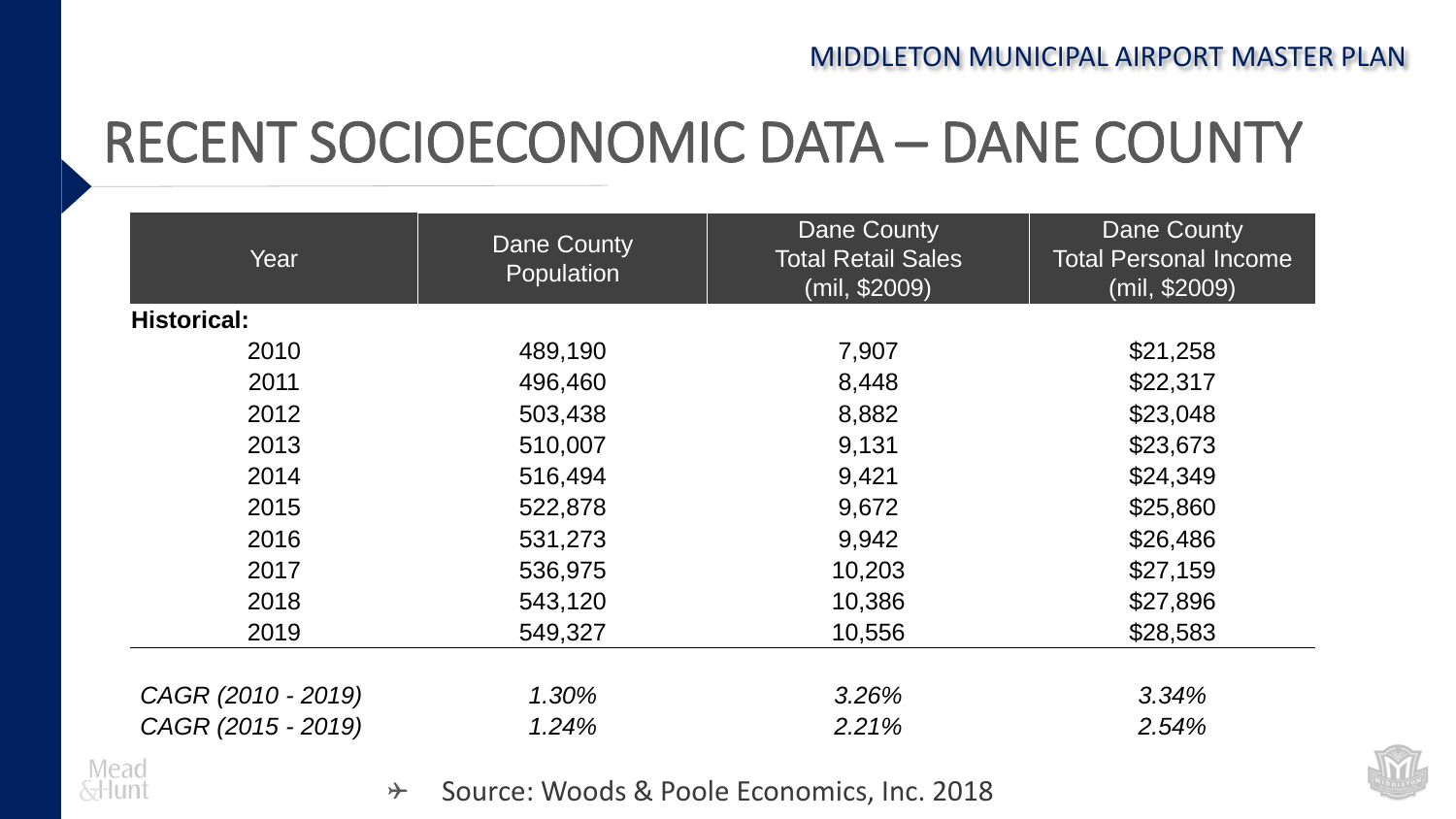# RECENT SOCIOECONOMIC DATA – DANE COUNTY

| Year | Dane County Population | Dane County Total Retail Sales (mil, $2009) | Dane County Total Personal Income (mil, $2009) |
|---|---|---|---|
| **Historical:** | | | |
| 2010 | 489,190 | 7,907 | $21,258 |
| 2011 | 496,460 | 8,448 | $22,317 |
| 2012 | 503,438 | 8,882 | $23,048 |
| 2013 | 510,007 | 9,131 | $23,673 |
| 2014 | 516,494 | 9,421 | $24,349 |
| 2015 | 522,878 | 9,672 | $25,860 |
| 2016 | 531,273 | 9,942 | $26,486 |
| 2017 | 536,975 | 10,203 | $27,159 |
| 2018 | 543,120 | 10,386 | $27,896 |
| 2019 | 549,327 | 10,556 | $28,583 |
| *CAGR (2010 - 2019)* | *1.30%* | *3.26%* | *3.34%* |
| *CAGR (2015 - 2019)* | *1.24%* | *2.21%* | *2.54%* |

- Source: Woods & Poole Economics, Inc. 2018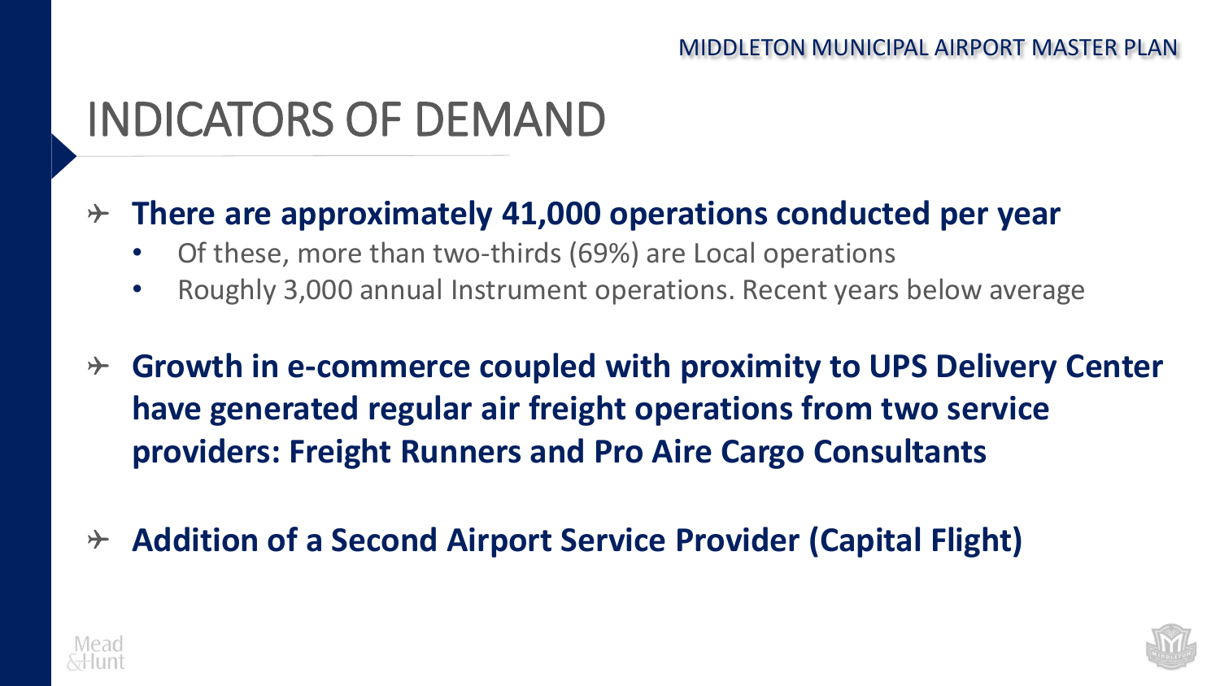# INDICATORS OF DEMAND

- **There are approximately 41,000 operations conducted per year**
  - Of these, more than two-thirds (69%) are Local operations
  - Roughly 3,000 annual Instrument operations. Recent years below average
- **Growth in e-commerce coupled with proximity to UPS Delivery Center have generated regular air freight operations from two service providers: Freight Runners and Pro Aire Cargo Consultants**
- **Addition of a Second Airport Service Provider (Capital Flight)**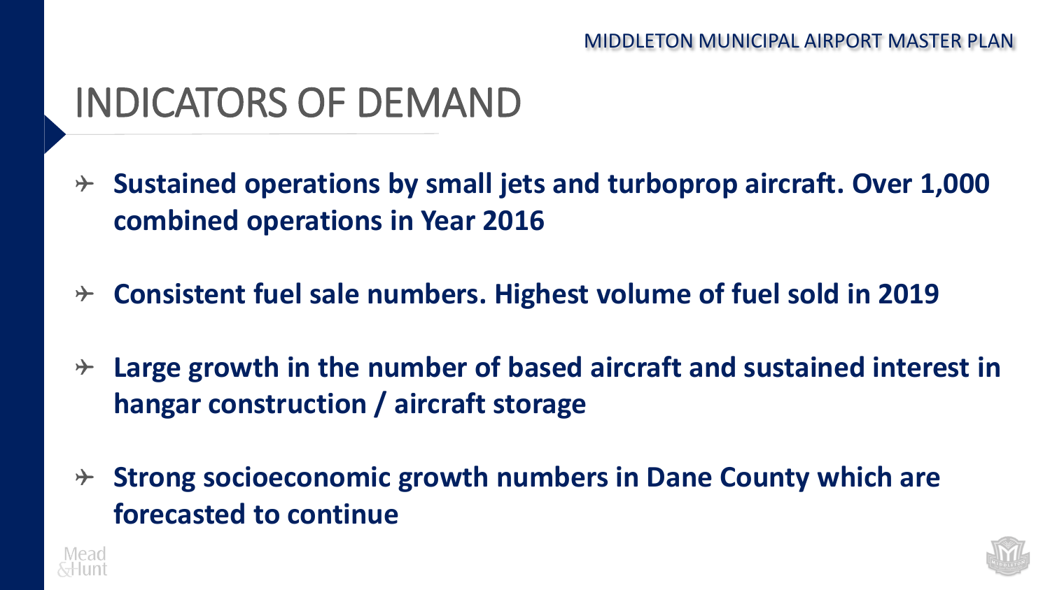# INDICATORS OF DEMAND

- **Sustained operations by small jets and turboprop aircraft. Over 1,000 combined operations in Year 2016**
- **Consistent fuel sale numbers. Highest volume of fuel sold in 2019**
- **Large growth in the number of based aircraft and sustained interest in hangar construction / aircraft storage**
- **Strong socioeconomic growth numbers in Dane County which are forecasted to continue**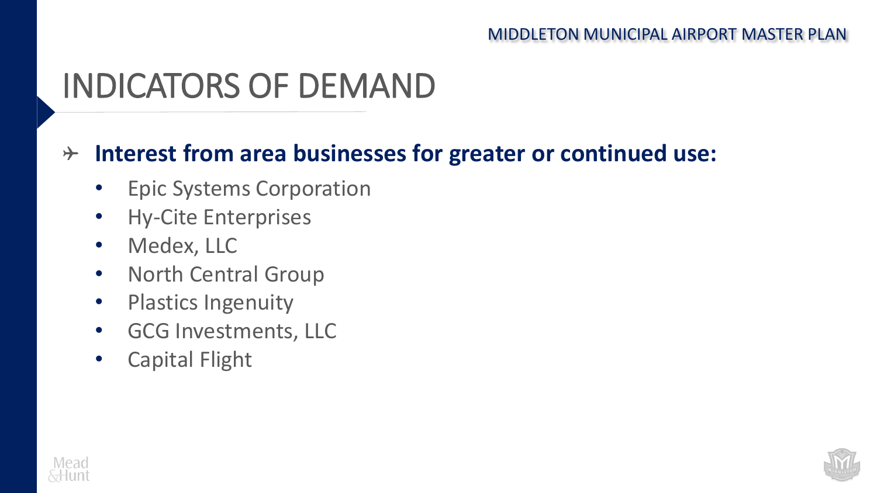# INDICATORS OF DEMAND

- **Interest from area businesses for greater or continued use:**
  - Epic Systems Corporation
  - Hy-Cite Enterprises
  - Medex, LLC
  - North Central Group
  - Plastics Ingenuity
  - GCG Investments, LLC
  - Capital Flight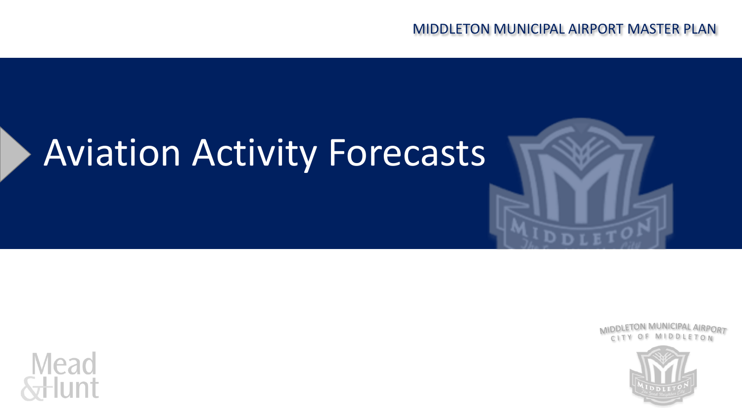# Aviation Activity Forecasts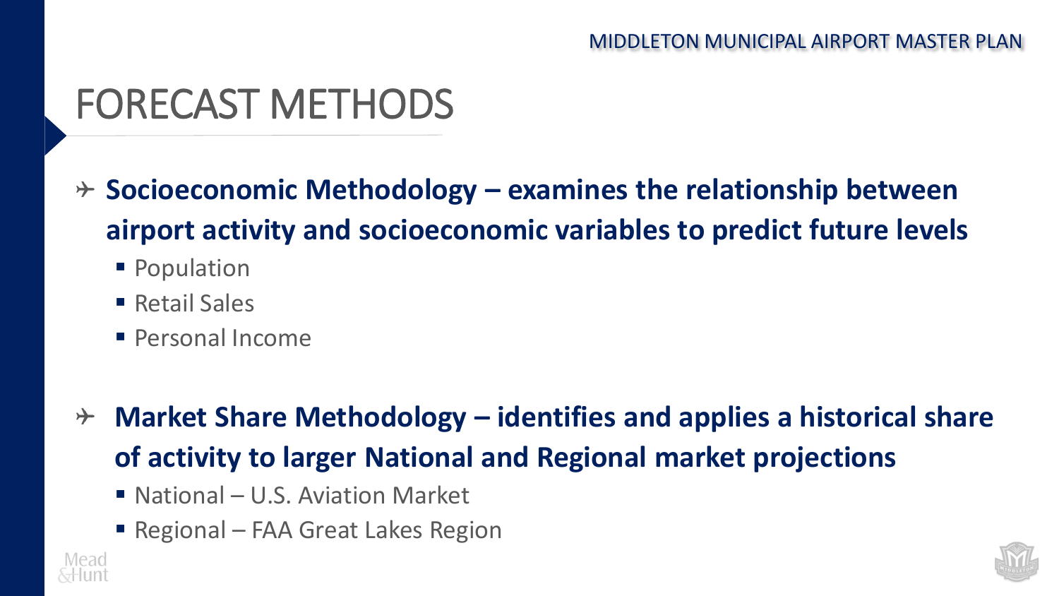# FORECAST METHODS

- **Socioeconomic Methodology – examines the relationship between airport activity and socioeconomic variables to predict future levels**
  - Population
  - Retail Sales
  - Personal Income

- **Market Share Methodology – identifies and applies a historical share of activity to larger National and Regional market projections**
  - National – U.S. Aviation Market
  - Regional – FAA Great Lakes Region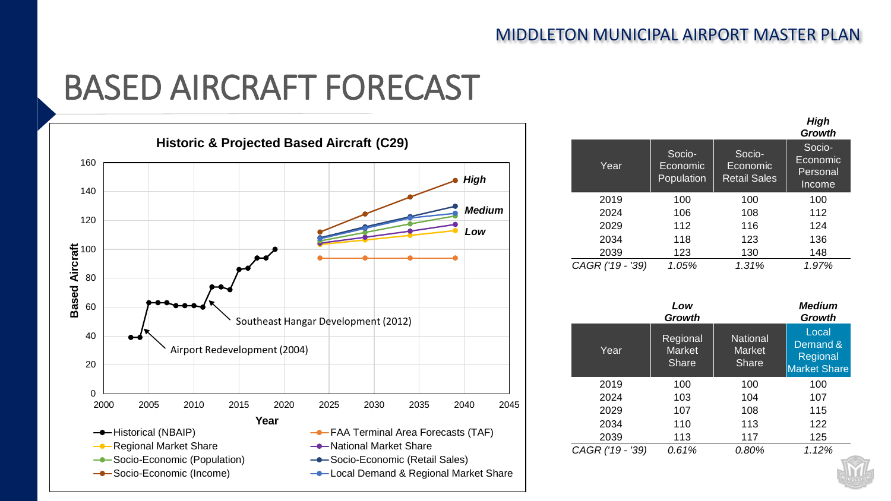# BASED AIRCRAFT FORECAST

**Historic & Projected Based Aircraft (C29)**

Based Aircraft (0–160) vs. Year (2000–2045)

- Historical (NBAIP)
- FAA Terminal Area Forecasts (TAF)
- Regional Market Share
- National Market Share
- Socio-Economic (Population)
- Socio-Economic (Retail Sales)
- Socio-Economic (Income)
- Local Demand & Regional Market Share

Airport Redevelopment (2004)

Southeast Hangar Development (2012)

*High*

*Medium*

*Low*

| Year | Socio-Economic Population | Socio-Economic Retail Sales | ***High Growth*** Socio-Economic Personal Income |
|---|---|---|---|
| 2019 | 100 | 100 | 100 |
| 2024 | 106 | 108 | 112 |
| 2029 | 112 | 116 | 124 |
| 2034 | 118 | 123 | 136 |
| 2039 | 123 | 130 | 148 |
| *CAGR ('19 - '39)* | *1.05%* | *1.31%* | *1.97%* |

| Year | ***Low Growth*** Regional Market Share | National Market Share | ***Medium Growth*** Local Demand & Regional Market Share |
|---|---|---|---|
| 2019 | 100 | 100 | 100 |
| 2024 | 103 | 104 | 107 |
| 2029 | 107 | 108 | 115 |
| 2034 | 110 | 113 | 122 |
| 2039 | 113 | 117 | 125 |
| *CAGR ('19 - '39)* | *0.61%* | *0.80%* | *1.12%* |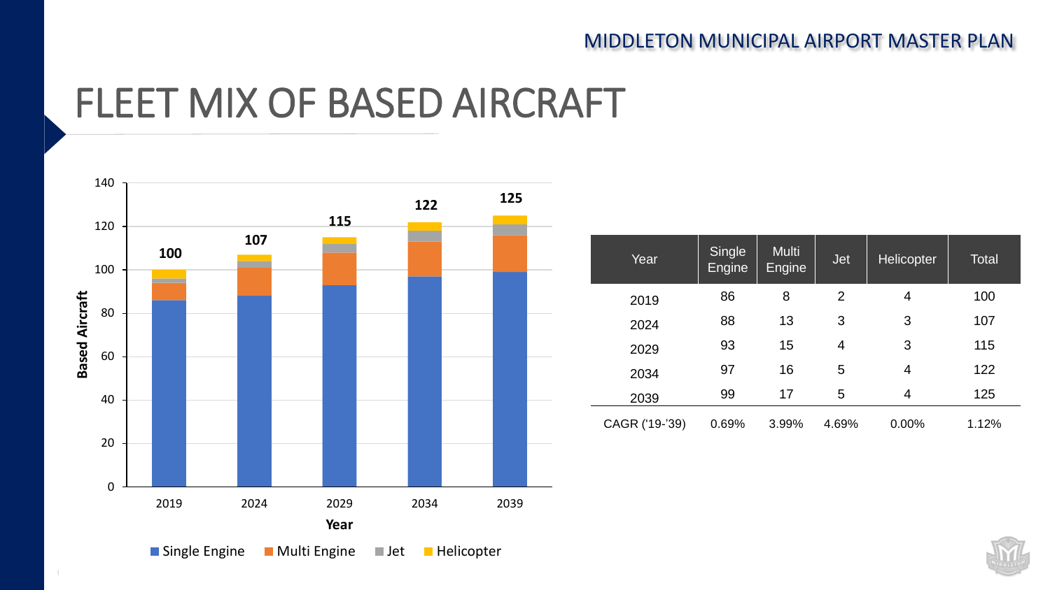# FLEET MIX OF BASED AIRCRAFT

| Year | Single Engine | Multi Engine | Jet | Helicopter | Total |
|---|---|---|---|---|---|
| 2019 | 86 | 8 | 2 | 4 | 100 |
| 2024 | 88 | 13 | 3 | 3 | 107 |
| 2029 | 93 | 15 | 4 | 3 | 115 |
| 2034 | 97 | 16 | 5 | 4 | 122 |
| 2039 | 99 | 17 | 5 | 4 | 125 |
| CAGR ('19-'39) | 0.69% | 3.99% | 4.69% | 0.00% | 1.12% |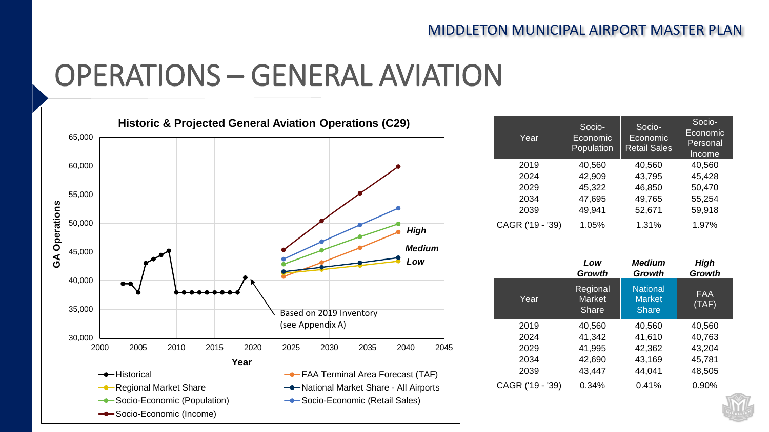# OPERATIONS – GENERAL AVIATION

**Historic & Projected General Aviation Operations (C29)**

Based on 2019 Inventory (see Appendix A)

| Year | Socio-Economic Population | Socio-Economic Retail Sales | Socio-Economic Personal Income |
|---|---|---|---|
| 2019 | 40,560 | 40,560 | 40,560 |
| 2024 | 42,909 | 43,795 | 45,428 |
| 2029 | 45,322 | 46,850 | 50,470 |
| 2034 | 47,695 | 49,765 | 55,254 |
| 2039 | 49,941 | 52,671 | 59,918 |
| CAGR ('19 - '39) | 1.05% | 1.31% | 1.97% |

| | ***Low Growth*** | ***Medium Growth*** | ***High Growth*** |
|---|---|---|---|
| Year | Regional Market Share | National Market Share | FAA (TAF) |
| 2019 | 40,560 | 40,560 | 40,560 |
| 2024 | 41,342 | 41,610 | 40,763 |
| 2029 | 41,995 | 42,362 | 43,204 |
| 2034 | 42,690 | 43,169 | 45,781 |
| 2039 | 43,447 | 44,041 | 48,505 |
| CAGR ('19 - '39) | 0.34% | 0.41% | 0.90% |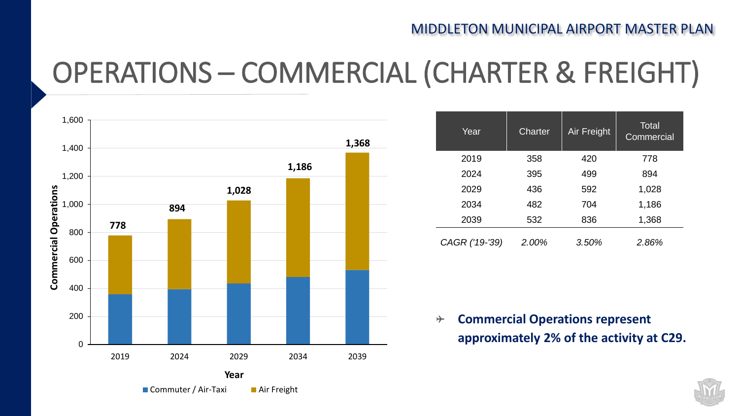# OPERATIONS – COMMERCIAL (CHARTER & FREIGHT)

| Year | Charter | Air Freight | Total Commercial |
|---|---|---|---|
| 2019 | 358 | 420 | 778 |
| 2024 | 395 | 499 | 894 |
| 2029 | 436 | 592 | 1,028 |
| 2034 | 482 | 704 | 1,186 |
| 2039 | 532 | 836 | 1,368 |
| *CAGR ('19-'39)* | *2.00%* | *3.50%* | *2.86%* |

- **Commercial Operations represent approximately 2% of the activity at C29.**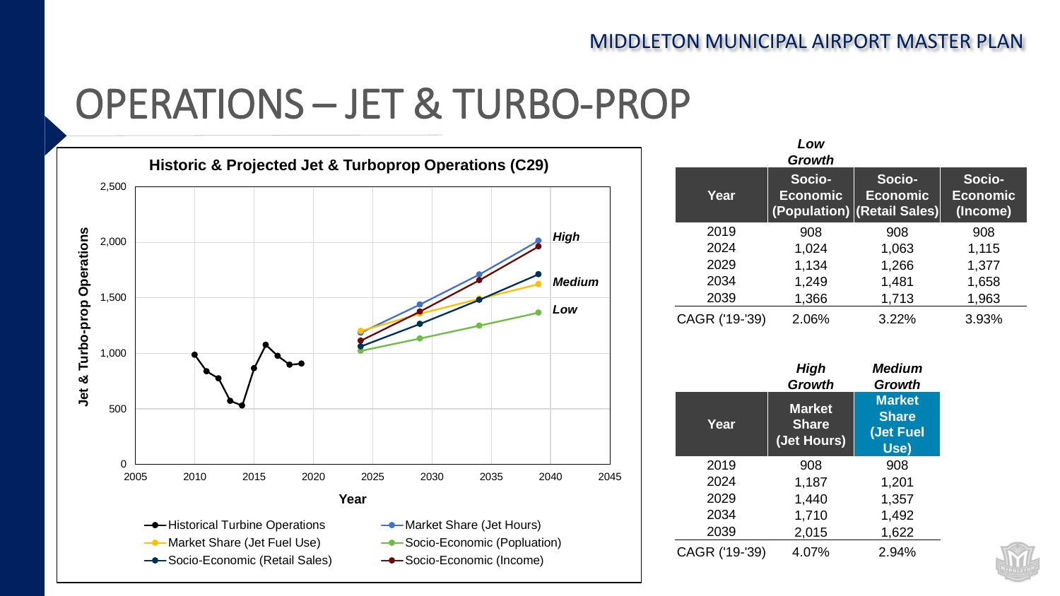# OPERATIONS – JET & TURBO-PROP

**Historic & Projected Jet & Turboprop Operations (C29)**

| Year | Low Growth<br>Socio-Economic (Population) | Socio-Economic (Retail Sales) | Socio-Economic (Income) |
|---|---|---|---|
| 2019 | 908 | 908 | 908 |
| 2024 | 1,024 | 1,063 | 1,115 |
| 2029 | 1,134 | 1,266 | 1,377 |
| 2034 | 1,249 | 1,481 | 1,658 |
| 2039 | 1,366 | 1,713 | 1,963 |
| CAGR ('19-'39) | 2.06% | 3.22% | 3.93% |

| Year | High Growth<br>Market Share (Jet Hours) | Medium Growth<br>Market Share (Jet Fuel Use) |
|---|---|---|
| 2019 | 908 | 908 |
| 2024 | 1,187 | 1,201 |
| 2029 | 1,440 | 1,357 |
| 2034 | 1,710 | 1,492 |
| 2039 | 2,015 | 1,622 |
| CAGR ('19-'39) | 4.07% | 2.94% |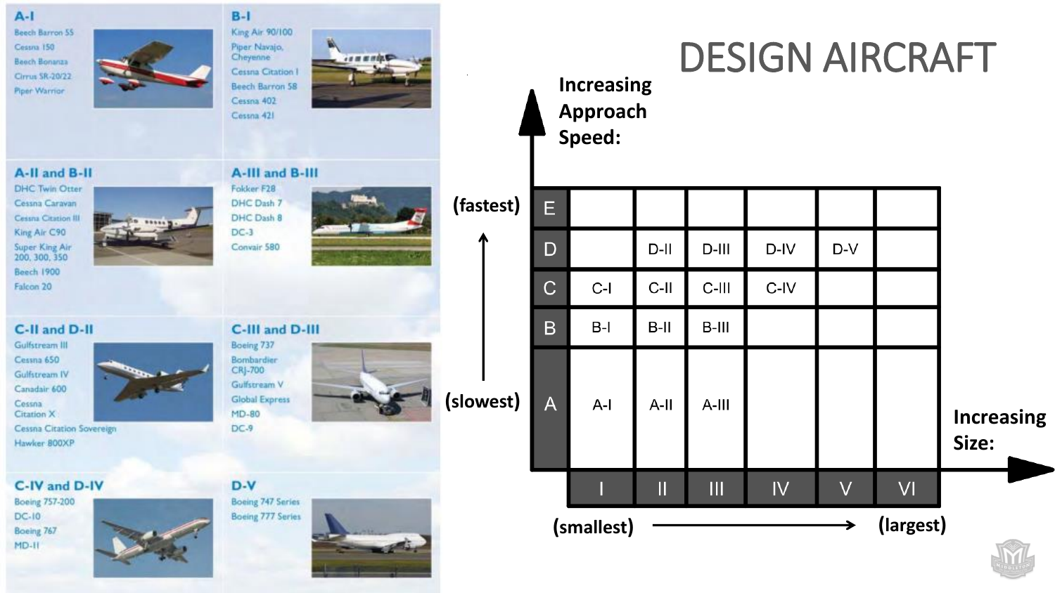# DESIGN AIRCRAFT

**A-I**
- Beech Barron 55
- Cessna 150
- Beech Bonanza
- Cirrus SR-20/22
- Piper Warrior

**B-I**
- King Air 90/100
- Piper Navajo, Cheyenne
- Cessna Citation I
- Beech Barron 58
- Cessna 402
- Cessna 421

**A-II and B-II**
- DHC Twin Otter
- Cessna Caravan
- Cessna Citation III
- King Air C90
- Super King Air 200, 300, 350
- Beech 1900
- Falcon 20

**A-III and B-III**
- Fokker F28
- DHC Dash 7
- DHC Dash 8
- DC-3
- Convair 580

**C-II and D-II**
- Gulfstream III
- Cessna 650
- Gulfstream IV
- Canadair 600
- Cessna Citation X
- Cessna Citation Sovereign
- Hawker 800XP

**C-III and D-III**
- Boeing 737
- Bombardier CRJ-700
- Gulfstream V
- Global Express
- MD-80
- DC-9

**C-IV and D-IV**
- Boeing 757-200
- DC-10
- Boeing 767
- MD-11

**D-V**
- Boeing 747 Series
- Boeing 777 Series

Increasing Approach Speed: (slowest) → (fastest)

Increasing Size: (smallest) → (largest)

| | I | II | III | IV | V | VI |
|---|---|---|---|---|---|---|
| E | | | | | | |
| D | | D-II | D-III | D-IV | D-V | |
| C | C-I | C-II | C-III | C-IV | | |
| B | B-I | B-II | B-III | | | |
| A | A-I | A-II | A-III | | | |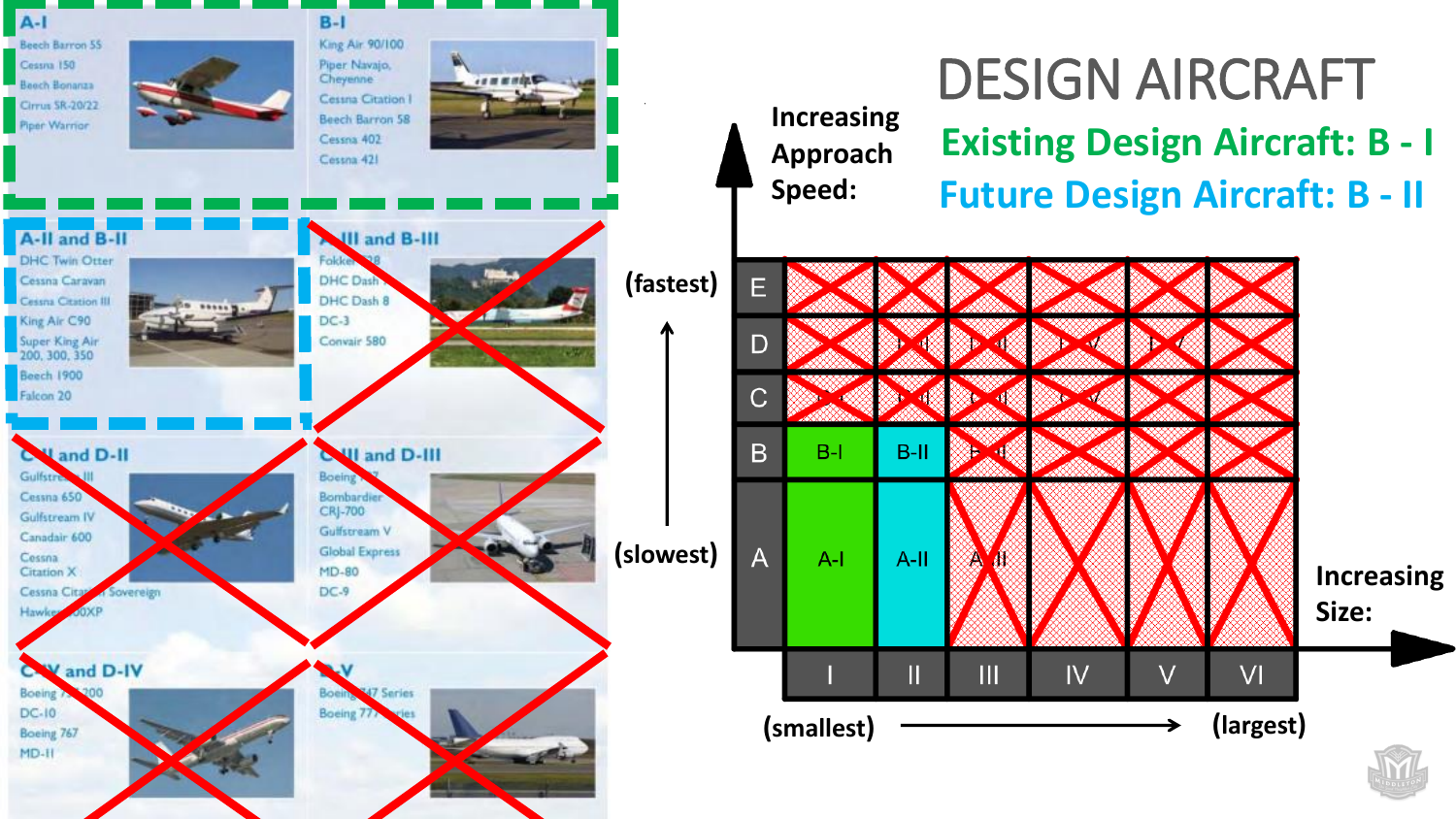# DESIGN AIRCRAFT

**Existing Design Aircraft: B - I**

**Future Design Aircraft: B - II**

**A-I**
- Beech Barron 55
- Cessna 150
- Beech Bonanza
- Cirrus SR-20/22
- Piper Warrior

**B-I**
- King Air 90/100
- Piper Navajo, Cheyenne
- Cessna Citation I
- Beech Barron 58
- Cessna 402
- Cessna 421

**A-II and B-II**
- DHC Twin Otter
- Cessna Caravan
- Cessna Citation III
- King Air C90
- Super King Air 200, 300, 350
- Beech 1900
- Falcon 20

**A-III and B-III**
- Fokker 28
- DHC Dash 7
- DHC Dash 8
- DC-3
- Convair 580

**C-II and D-II**
- Gulfstream III
- Cessna 650
- Gulfstream IV
- Canadair 600
- Cessna Citation X
- Cessna Citation Sovereign
- Hawker 800XP

**C-III and D-III**
- Boeing 737
- Bombardier CRJ-700
- Gulfstream V
- Global Express
- MD-80
- DC-9

**C-IV and D-IV**
- Boeing 757-200
- DC-10
- Boeing 767
- MD-11

**D-V**
- Boeing 747 Series
- Boeing 777 Series

Increasing Approach Speed: (slowest) → (fastest)

Increasing Size: (smallest) → (largest)

| | I | II | III | IV | V | VI |
|---|---|---|---|---|---|---|
| E | | | | | | |
| D | | D-II | D-III | D-IV | D-V | |
| C | C-I | C-II | C-III | C-IV | | |
| B | B-I | B-II | B-III | | | |
| A | A-I | A-II | A-III | | | |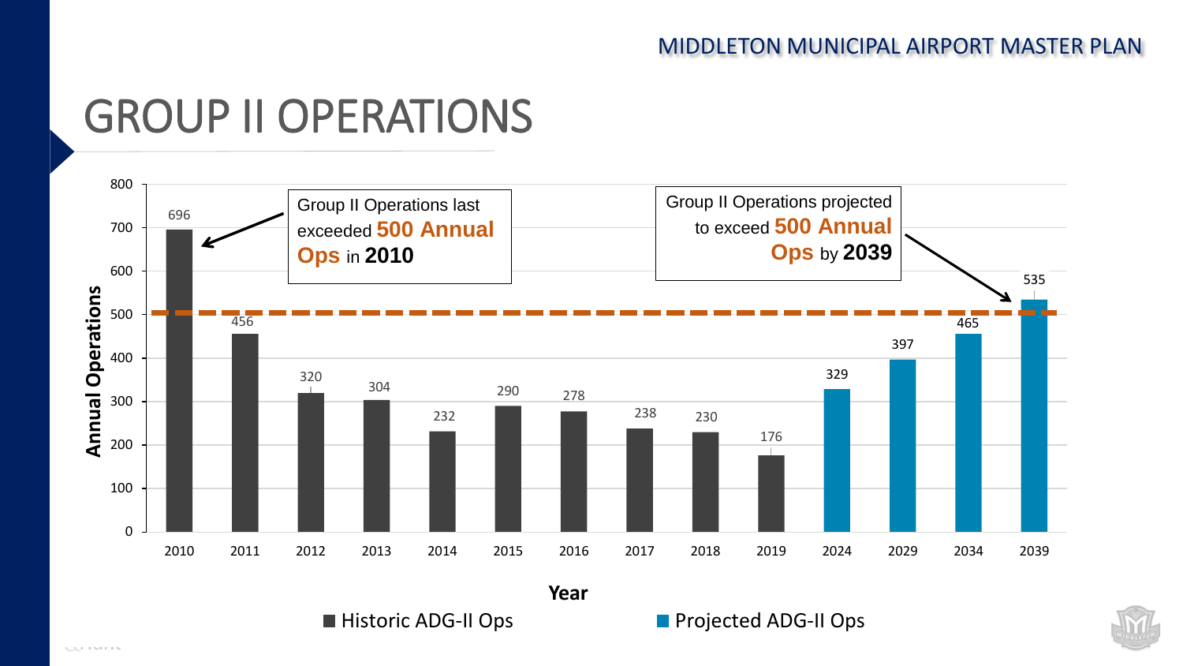# GROUP II OPERATIONS

Group II Operations last exceeded **500 Annual Ops** in **2010**

Group II Operations projected to exceed **500 Annual Ops** by **2039**

| Year | Annual Operations | Type |
|---|---|---|
| 2010 | 696 | Historic ADG-II Ops |
| 2011 | 456 | Historic ADG-II Ops |
| 2012 | 320 | Historic ADG-II Ops |
| 2013 | 304 | Historic ADG-II Ops |
| 2014 | 232 | Historic ADG-II Ops |
| 2015 | 290 | Historic ADG-II Ops |
| 2016 | 278 | Historic ADG-II Ops |
| 2017 | 238 | Historic ADG-II Ops |
| 2018 | 230 | Historic ADG-II Ops |
| 2019 | 176 | Historic ADG-II Ops |
| 2024 | 329 | Projected ADG-II Ops |
| 2029 | 397 | Projected ADG-II Ops |
| 2034 | 465 | Projected ADG-II Ops |
| 2039 | 535 | Projected ADG-II Ops |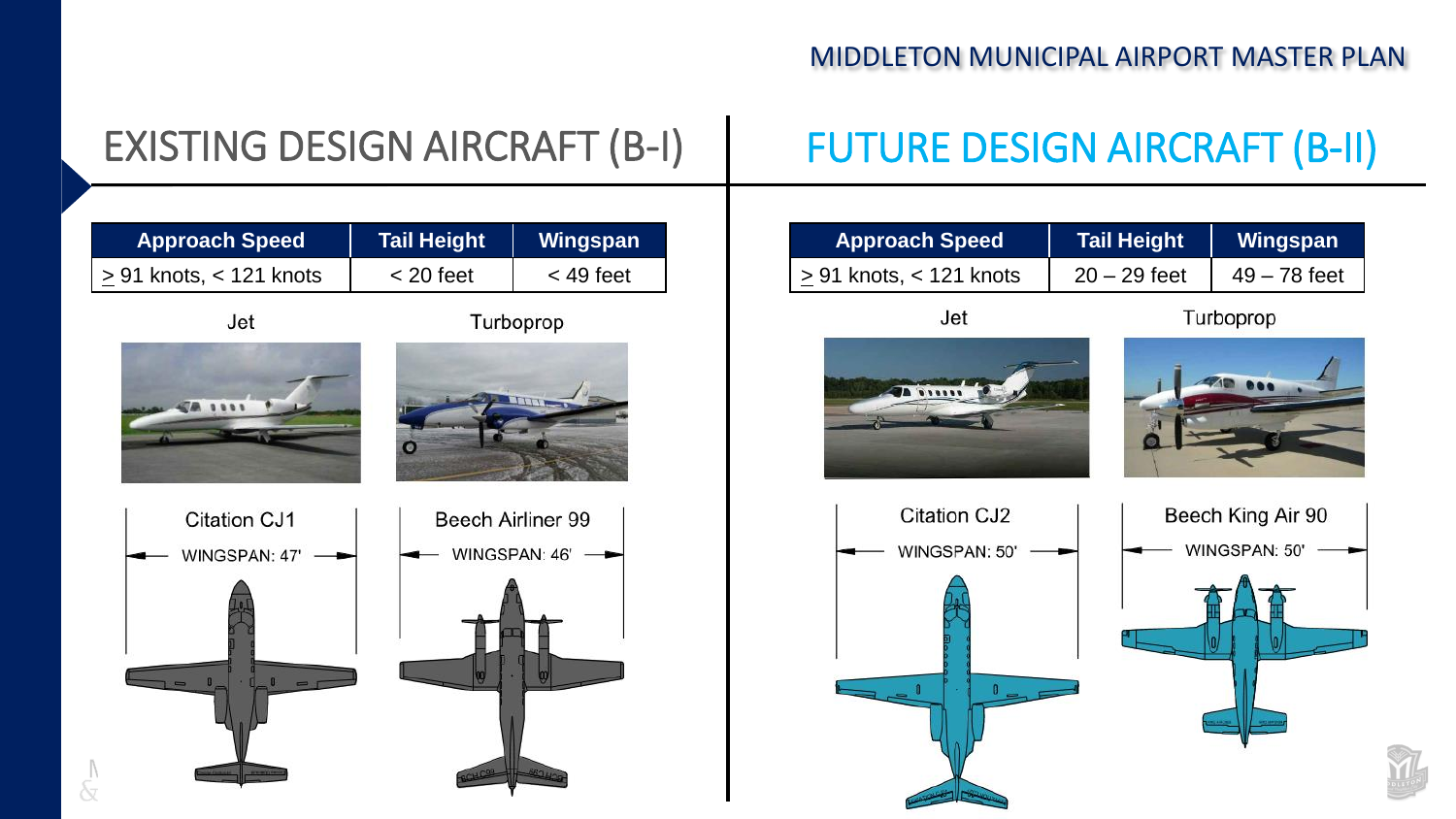## EXISTING DESIGN AIRCRAFT (B-I)

| Approach Speed | Tail Height | Wingspan |
|---|---|---|
| ≥ 91 knots, < 121 knots | < 20 feet | < 49 feet |

Jet

Citation CJ1

WINGSPAN: 47'

Turboprop

Beech Airliner 99

WINGSPAN: 46'

## FUTURE DESIGN AIRCRAFT (B-II)

| Approach Speed | Tail Height | Wingspan |
|---|---|---|
| ≥ 91 knots, < 121 knots | 20 – 29 feet | 49 – 78 feet |

Jet

Citation CJ2

WINGSPAN: 50'

Turboprop

Beech King Air 90

WINGSPAN: 50'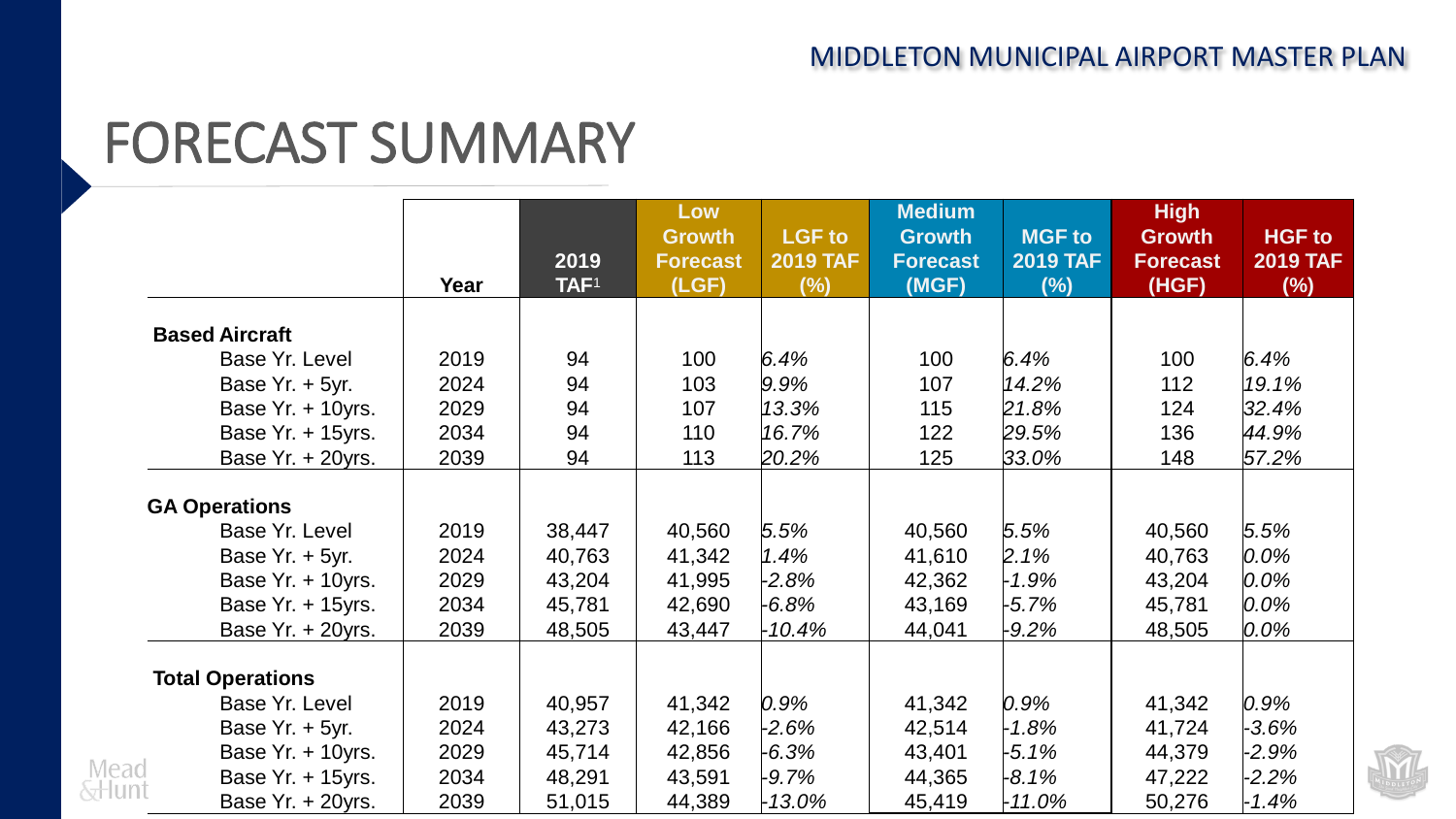# FORECAST SUMMARY

| | Year | 2019 TAF[1] | Low Growth Forecast (LGF) | LGF to 2019 TAF (%) | Medium Growth Forecast (MGF) | MGF to 2019 TAF (%) | High Growth Forecast (HGF) | HGF to 2019 TAF (%) |
|---|---|---|---|---|---|---|---|---|
| **Based Aircraft** | | | | | | | | |
| Base Yr. Level | 2019 | 94 | 100 | *6.4%* | 100 | *6.4%* | 100 | *6.4%* |
| Base Yr. + 5yr. | 2024 | 94 | 103 | *9.9%* | 107 | *14.2%* | 112 | *19.1%* |
| Base Yr. + 10yrs. | 2029 | 94 | 107 | *13.3%* | 115 | *21.8%* | 124 | *32.4%* |
| Base Yr. + 15yrs. | 2034 | 94 | 110 | *16.7%* | 122 | *29.5%* | 136 | *44.9%* |
| Base Yr. + 20yrs. | 2039 | 94 | 113 | *20.2%* | 125 | *33.0%* | 148 | *57.2%* |
| **GA Operations** | | | | | | | | |
| Base Yr. Level | 2019 | 38,447 | 40,560 | *5.5%* | 40,560 | *5.5%* | 40,560 | *5.5%* |
| Base Yr. + 5yr. | 2024 | 40,763 | 41,342 | *1.4%* | 41,610 | *2.1%* | 40,763 | *0.0%* |
| Base Yr. + 10yrs. | 2029 | 43,204 | 41,995 | *-2.8%* | 42,362 | *-1.9%* | 43,204 | *0.0%* |
| Base Yr. + 15yrs. | 2034 | 45,781 | 42,690 | *-6.8%* | 43,169 | *-5.7%* | 45,781 | *0.0%* |
| Base Yr. + 20yrs. | 2039 | 48,505 | 43,447 | *-10.4%* | 44,041 | *-9.2%* | 48,505 | *0.0%* |
| **Total Operations** | | | | | | | | |
| Base Yr. Level | 2019 | 40,957 | 41,342 | *0.9%* | 41,342 | *0.9%* | 41,342 | *0.9%* |
| Base Yr. + 5yr. | 2024 | 43,273 | 42,166 | *-2.6%* | 42,514 | *-1.8%* | 41,724 | *-3.6%* |
| Base Yr. + 10yrs. | 2029 | 45,714 | 42,856 | *-6.3%* | 43,401 | *-5.1%* | 44,379 | *-2.9%* |
| Base Yr. + 15yrs. | 2034 | 48,291 | 43,591 | *-9.7%* | 44,365 | *-8.1%* | 47,222 | *-2.2%* |
| Base Yr. + 20yrs. | 2039 | 51,015 | 44,389 | *-13.0%* | 45,419 | *-11.0%* | 50,276 | *-1.4%* |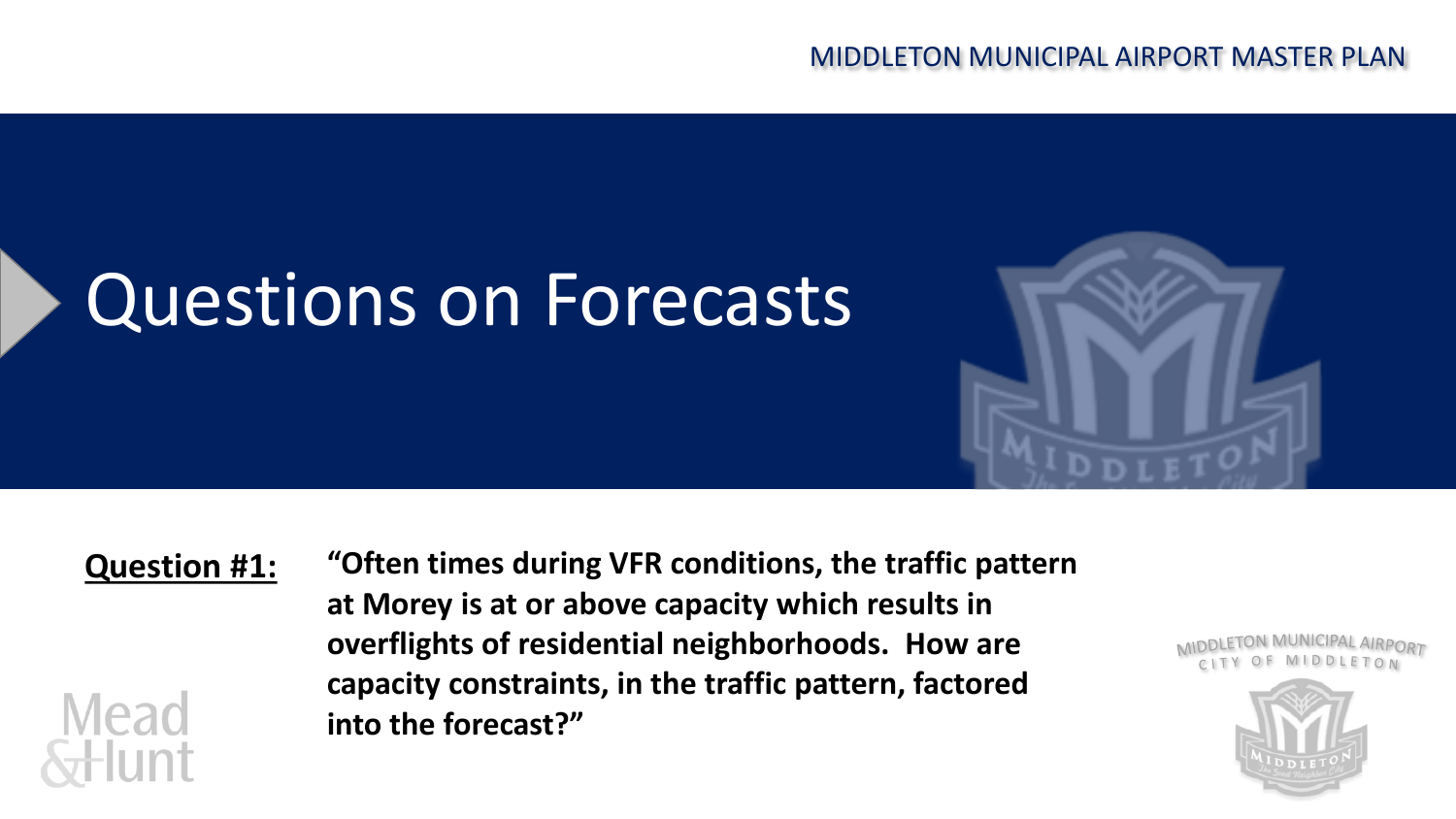# Questions on Forecasts

**Question #1:** **"Often times during VFR conditions, the traffic pattern at Morey is at or above capacity which results in overflights of residential neighborhoods. How are capacity constraints, in the traffic pattern, factored into the forecast?"**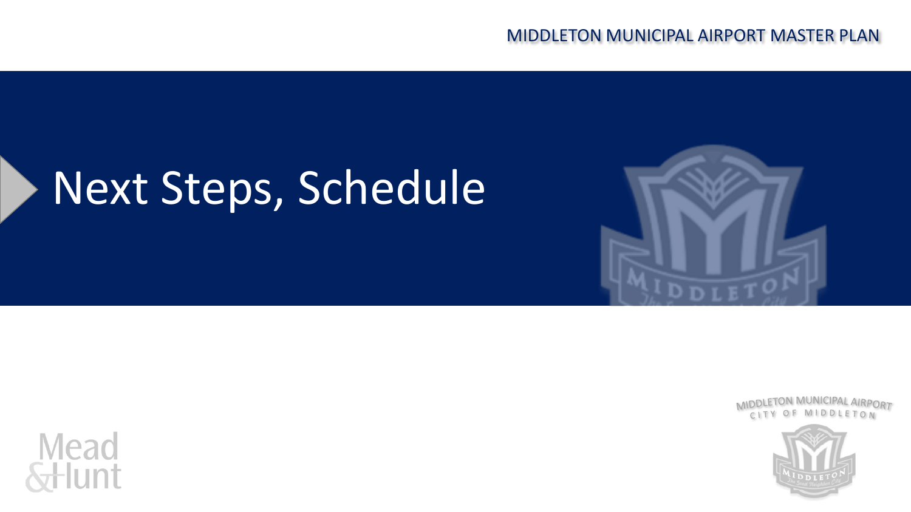# Next Steps, Schedule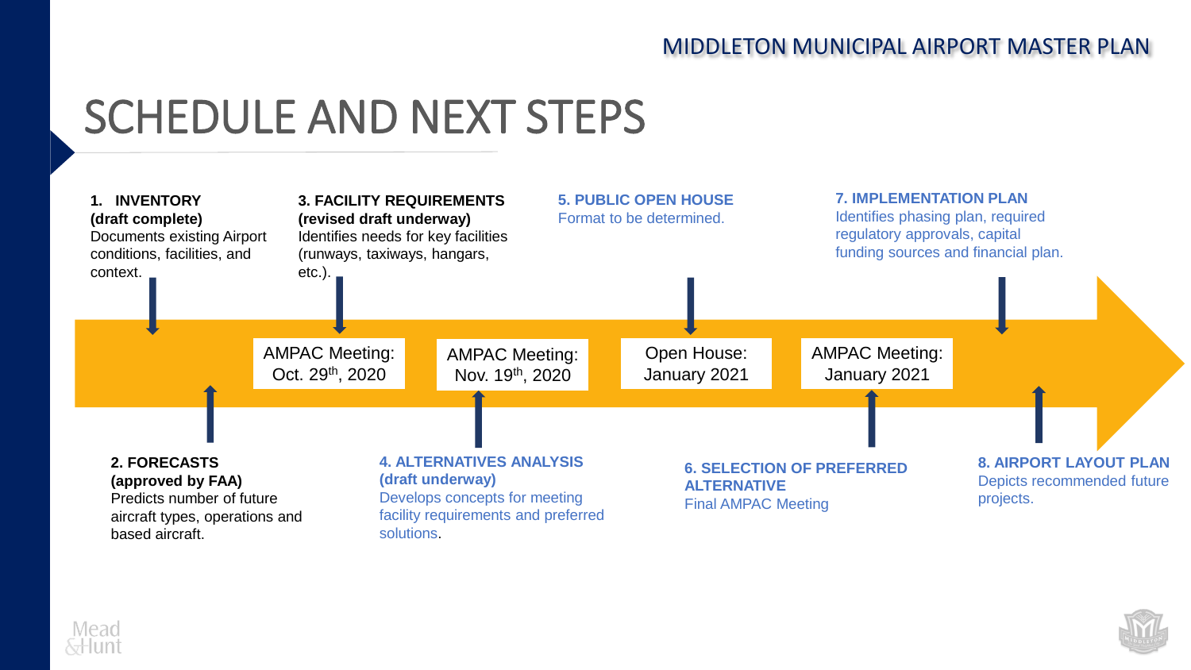# SCHEDULE AND NEXT STEPS

**1. INVENTORY (draft complete)**
Documents existing Airport conditions, facilities, and context.

**2. FORECASTS (approved by FAA)**
Predicts number of future aircraft types, operations and based aircraft.

AMPAC Meeting: Oct. 29th, 2020

**3. FACILITY REQUIREMENTS (revised draft underway)**
Identifies needs for key facilities (runways, taxiways, hangars, etc.).

AMPAC Meeting: Nov. 19th, 2020

**4. ALTERNATIVES ANALYSIS (draft underway)**
Develops concepts for meeting facility requirements and preferred solutions.

Open House: January 2021

**5. PUBLIC OPEN HOUSE**
Format to be determined.

AMPAC Meeting: January 2021

**6. SELECTION OF PREFERRED ALTERNATIVE**
Final AMPAC Meeting

**7. IMPLEMENTATION PLAN**
Identifies phasing plan, required regulatory approvals, capital funding sources and financial plan.

**8. AIRPORT LAYOUT PLAN**
Depicts recommended future projects.